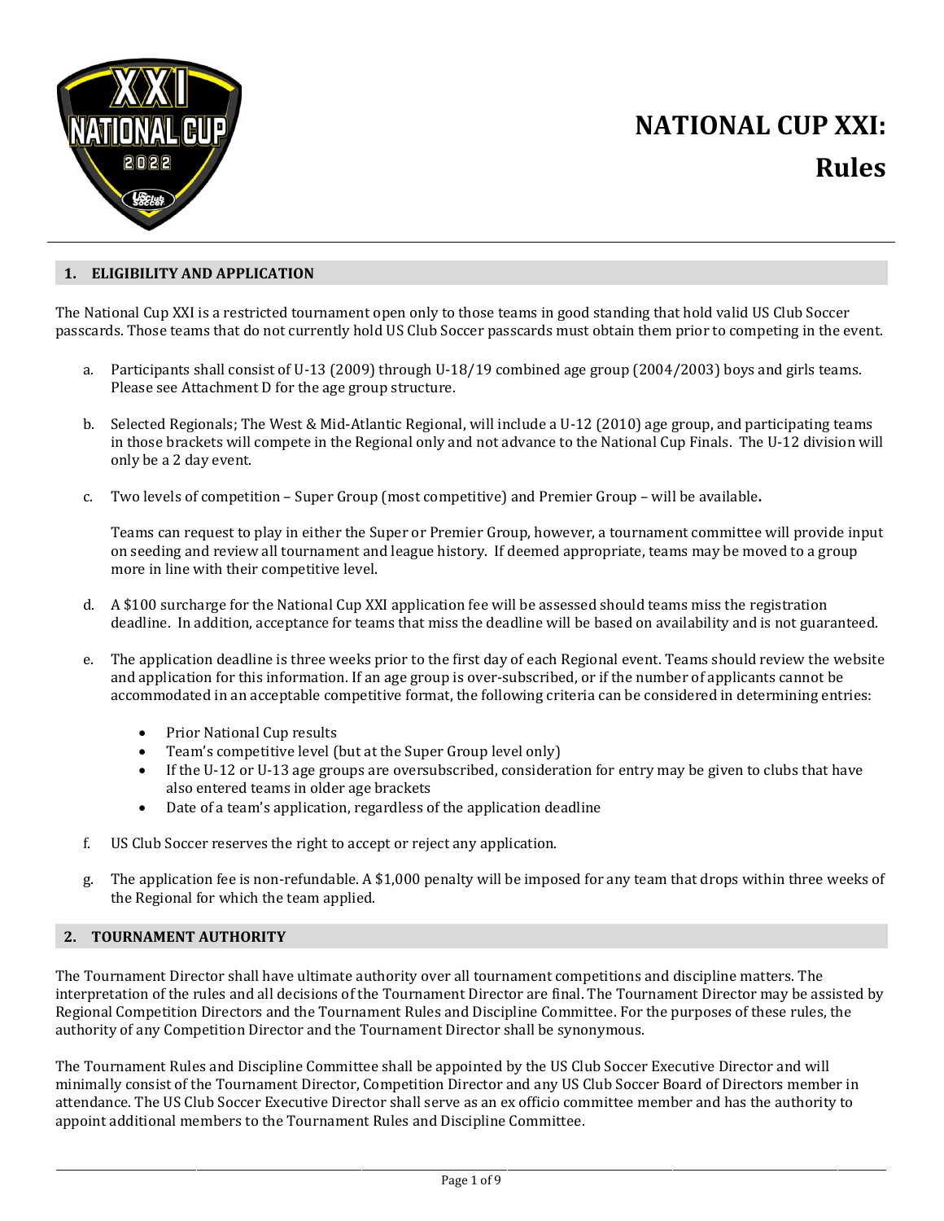# NATIONAL CUP XXI: Rules

## 1. ELIGIBILITY AND APPLICATION

The National Cup XXI is a restricted tournament open only to those teams in good standing that hold valid US Club Soccer passcards. Those teams that do not currently hold US Club Soccer passcards must obtain them prior to competing in the event.

a. Participants shall consist of U-13 (2009) through U-18/19 combined age group (2004/2003) boys and girls teams. Please see Attachment D for the age group structure.

b. Selected Regionals; The West & Mid-Atlantic Regional, will include a U-12 (2010) age group, and participating teams in those brackets will compete in the Regional only and not advance to the National Cup Finals. The U-12 division will only be a 2 day event.

c. Two levels of competition – Super Group (most competitive) and Premier Group – will be available**.**

   Teams can request to play in either the Super or Premier Group, however, a tournament committee will provide input on seeding and review all tournament and league history. If deemed appropriate, teams may be moved to a group more in line with their competitive level.

d. A $100 surcharge for the National Cup XXI application fee will be assessed should teams miss the registration deadline. In addition, acceptance for teams that miss the deadline will be based on availability and is not guaranteed.

e. The application deadline is three weeks prior to the first day of each Regional event. Teams should review the website and application for this information. If an age group is over-subscribed, or if the number of applicants cannot be accommodated in an acceptable competitive format, the following criteria can be considered in determining entries:

   - Prior National Cup results
   - Team's competitive level (but at the Super Group level only)
   - If the U-12 or U-13 age groups are oversubscribed, consideration for entry may be given to clubs that have also entered teams in older age brackets
   - Date of a team's application, regardless of the application deadline

f. US Club Soccer reserves the right to accept or reject any application.

g. The application fee is non-refundable. A $1,000 penalty will be imposed for any team that drops within three weeks of the Regional for which the team applied.

## 2. TOURNAMENT AUTHORITY

The Tournament Director shall have ultimate authority over all tournament competitions and discipline matters. The interpretation of the rules and all decisions of the Tournament Director are final. The Tournament Director may be assisted by Regional Competition Directors and the Tournament Rules and Discipline Committee. For the purposes of these rules, the authority of any Competition Director and the Tournament Director shall be synonymous.

The Tournament Rules and Discipline Committee shall be appointed by the US Club Soccer Executive Director and will minimally consist of the Tournament Director, Competition Director and any US Club Soccer Board of Directors member in attendance. The US Club Soccer Executive Director shall serve as an ex officio committee member and has the authority to appoint additional members to the Tournament Rules and Discipline Committee.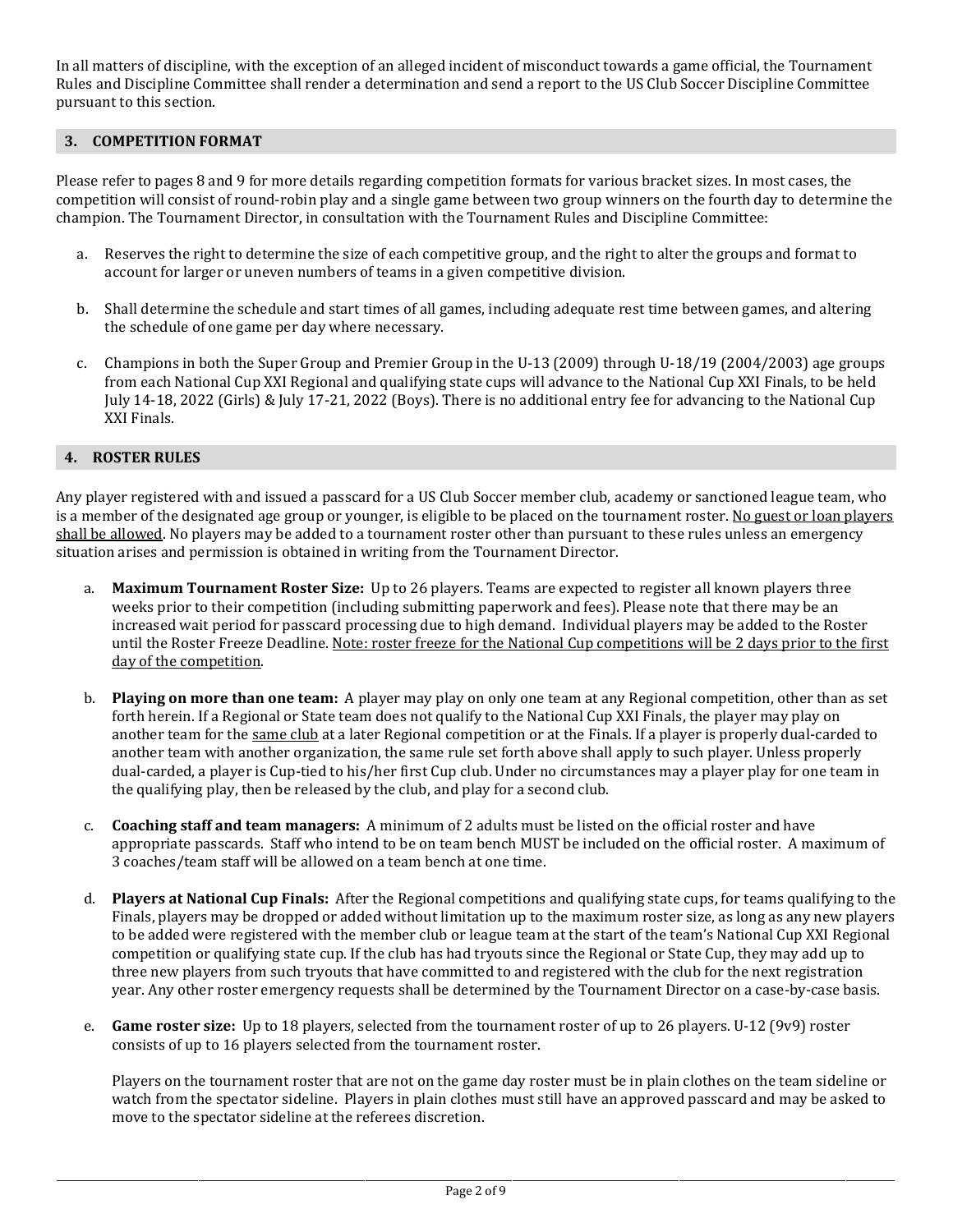In all matters of discipline, with the exception of an alleged incident of misconduct towards a game official, the Tournament Rules and Discipline Committee shall render a determination and send a report to the US Club Soccer Discipline Committee pursuant to this section.

## 3. COMPETITION FORMAT

Please refer to pages 8 and 9 for more details regarding competition formats for various bracket sizes. In most cases, the competition will consist of round-robin play and a single game between two group winners on the fourth day to determine the champion. The Tournament Director, in consultation with the Tournament Rules and Discipline Committee:

a. Reserves the right to determine the size of each competitive group, and the right to alter the groups and format to account for larger or uneven numbers of teams in a given competitive division.

b. Shall determine the schedule and start times of all games, including adequate rest time between games, and altering the schedule of one game per day where necessary.

c. Champions in both the Super Group and Premier Group in the U-13 (2009) through U-18/19 (2004/2003) age groups from each National Cup XXI Regional and qualifying state cups will advance to the National Cup XXI Finals, to be held July 14-18, 2022 (Girls) & July 17-21, 2022 (Boys). There is no additional entry fee for advancing to the National Cup XXI Finals.

## 4. ROSTER RULES

Any player registered with and issued a passcard for a US Club Soccer member club, academy or sanctioned league team, who is a member of the designated age group or younger, is eligible to be placed on the tournament roster. No guest or loan players shall be allowed. No players may be added to a tournament roster other than pursuant to these rules unless an emergency situation arises and permission is obtained in writing from the Tournament Director.

a. **Maximum Tournament Roster Size:** Up to 26 players. Teams are expected to register all known players three weeks prior to their competition (including submitting paperwork and fees). Please note that there may be an increased wait period for passcard processing due to high demand. Individual players may be added to the Roster until the Roster Freeze Deadline. Note: roster freeze for the National Cup competitions will be 2 days prior to the first day of the competition.

b. **Playing on more than one team:** A player may play on only one team at any Regional competition, other than as set forth herein. If a Regional or State team does not qualify to the National Cup XXI Finals, the player may play on another team for the same club at a later Regional competition or at the Finals. If a player is properly dual-carded to another team with another organization, the same rule set forth above shall apply to such player. Unless properly dual-carded, a player is Cup-tied to his/her first Cup club. Under no circumstances may a player play for one team in the qualifying play, then be released by the club, and play for a second club.

c. **Coaching staff and team managers:** A minimum of 2 adults must be listed on the official roster and have appropriate passcards. Staff who intend to be on team bench MUST be included on the official roster. A maximum of 3 coaches/team staff will be allowed on a team bench at one time.

d. **Players at National Cup Finals:** After the Regional competitions and qualifying state cups, for teams qualifying to the Finals, players may be dropped or added without limitation up to the maximum roster size, as long as any new players to be added were registered with the member club or league team at the start of the team's National Cup XXI Regional competition or qualifying state cup. If the club has had tryouts since the Regional or State Cup, they may add up to three new players from such tryouts that have committed to and registered with the club for the next registration year. Any other roster emergency requests shall be determined by the Tournament Director on a case-by-case basis.

e. **Game roster size:** Up to 18 players, selected from the tournament roster of up to 26 players. U-12 (9v9) roster consists of up to 16 players selected from the tournament roster.

   Players on the tournament roster that are not on the game day roster must be in plain clothes on the team sideline or watch from the spectator sideline. Players in plain clothes must still have an approved passcard and may be asked to move to the spectator sideline at the referees discretion.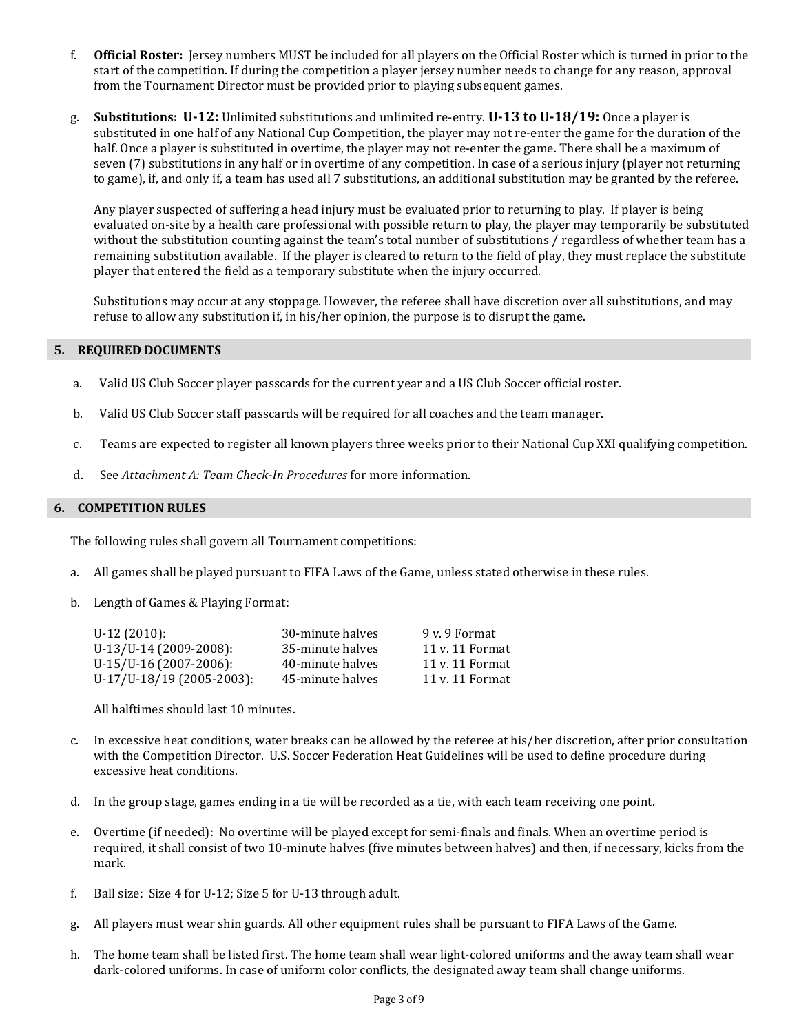f. **Official Roster:** Jersey numbers MUST be included for all players on the Official Roster which is turned in prior to the start of the competition. If during the competition a player jersey number needs to change for any reason, approval from the Tournament Director must be provided prior to playing subsequent games.

g. **Substitutions: U-12:** Unlimited substitutions and unlimited re-entry. **U-13 to U-18/19:** Once a player is substituted in one half of any National Cup Competition, the player may not re-enter the game for the duration of the half. Once a player is substituted in overtime, the player may not re-enter the game. There shall be a maximum of seven (7) substitutions in any half or in overtime of any competition. In case of a serious injury (player not returning to game), if, and only if, a team has used all 7 substitutions, an additional substitution may be granted by the referee.

   Any player suspected of suffering a head injury must be evaluated prior to returning to play. If player is being evaluated on-site by a health care professional with possible return to play, the player may temporarily be substituted without the substitution counting against the team's total number of substitutions / regardless of whether team has a remaining substitution available. If the player is cleared to return to the field of play, they must replace the substitute player that entered the field as a temporary substitute when the injury occurred.

   Substitutions may occur at any stoppage. However, the referee shall have discretion over all substitutions, and may refuse to allow any substitution if, in his/her opinion, the purpose is to disrupt the game.

## 5. REQUIRED DOCUMENTS

a. Valid US Club Soccer player passcards for the current year and a US Club Soccer official roster.

b. Valid US Club Soccer staff passcards will be required for all coaches and the team manager.

c. Teams are expected to register all known players three weeks prior to their National Cup XXI qualifying competition.

d. See *Attachment A: Team Check-In Procedures* for more information.

## 6. COMPETITION RULES

The following rules shall govern all Tournament competitions:

a. All games shall be played pursuant to FIFA Laws of the Game, unless stated otherwise in these rules.

b. Length of Games & Playing Format:

| | | |
|---|---|---|
| U-12 (2010): | 30-minute halves | 9 v. 9 Format |
| U-13/U-14 (2009-2008): | 35-minute halves | 11 v. 11 Format |
| U-15/U-16 (2007-2006): | 40-minute halves | 11 v. 11 Format |
| U-17/U-18/19 (2005-2003): | 45-minute halves | 11 v. 11 Format |

   All halftimes should last 10 minutes.

c. In excessive heat conditions, water breaks can be allowed by the referee at his/her discretion, after prior consultation with the Competition Director. U.S. Soccer Federation Heat Guidelines will be used to define procedure during excessive heat conditions.

d. In the group stage, games ending in a tie will be recorded as a tie, with each team receiving one point.

e. Overtime (if needed): No overtime will be played except for semi-finals and finals. When an overtime period is required, it shall consist of two 10-minute halves (five minutes between halves) and then, if necessary, kicks from the mark.

f. Ball size: Size 4 for U-12; Size 5 for U-13 through adult.

g. All players must wear shin guards. All other equipment rules shall be pursuant to FIFA Laws of the Game.

h. The home team shall be listed first. The home team shall wear light-colored uniforms and the away team shall wear dark-colored uniforms. In case of uniform color conflicts, the designated away team shall change uniforms.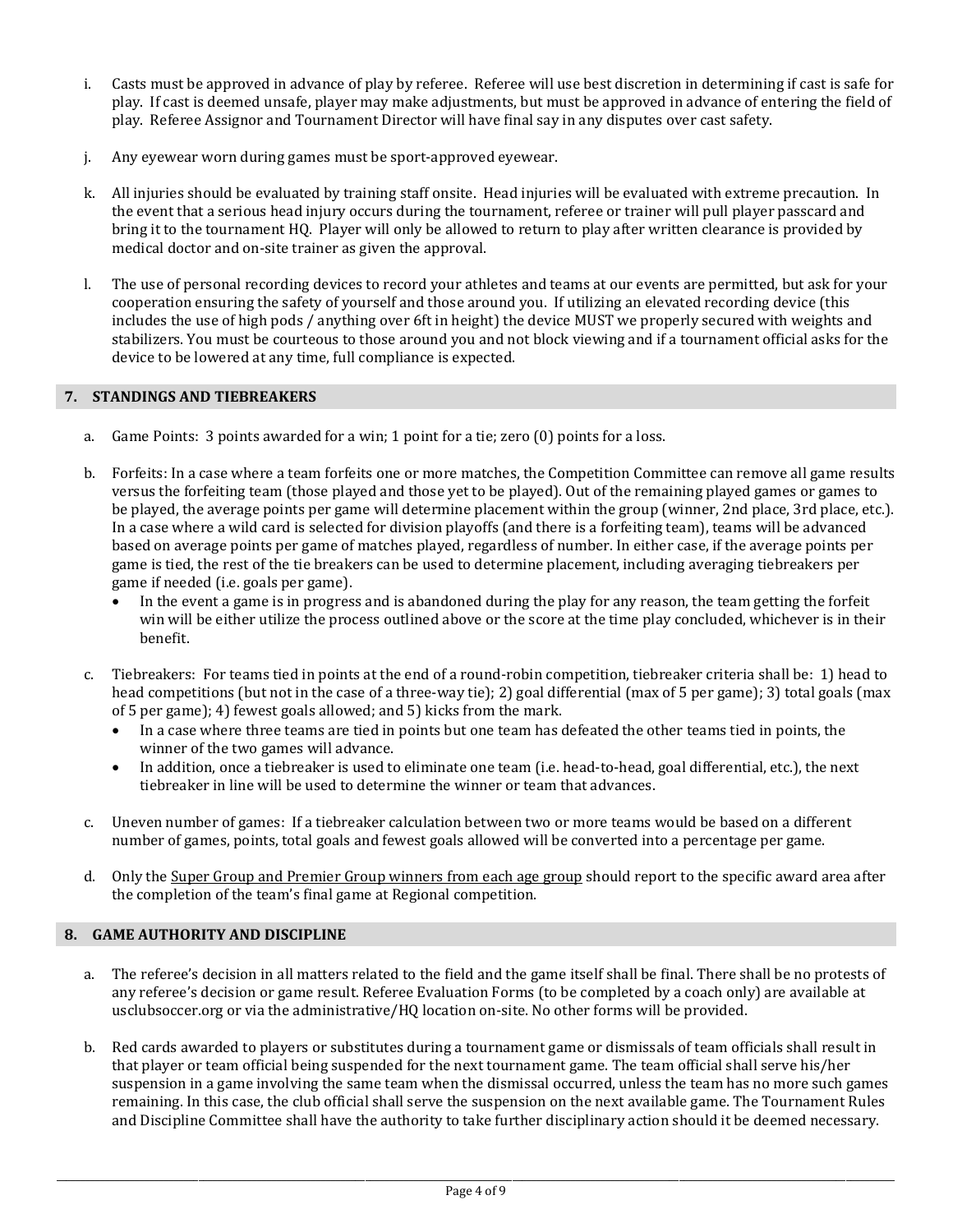i. Casts must be approved in advance of play by referee. Referee will use best discretion in determining if cast is safe for play. If cast is deemed unsafe, player may make adjustments, but must be approved in advance of entering the field of play. Referee Assignor and Tournament Director will have final say in any disputes over cast safety.

j. Any eyewear worn during games must be sport-approved eyewear.

k. All injuries should be evaluated by training staff onsite. Head injuries will be evaluated with extreme precaution. In the event that a serious head injury occurs during the tournament, referee or trainer will pull player passcard and bring it to the tournament HQ. Player will only be allowed to return to play after written clearance is provided by medical doctor and on-site trainer as given the approval.

l. The use of personal recording devices to record your athletes and teams at our events are permitted, but ask for your cooperation ensuring the safety of yourself and those around you. If utilizing an elevated recording device (this includes the use of high pods / anything over 6ft in height) the device MUST we properly secured with weights and stabilizers. You must be courteous to those around you and not block viewing and if a tournament official asks for the device to be lowered at any time, full compliance is expected.

## 7. STANDINGS AND TIEBREAKERS

a. Game Points: 3 points awarded for a win; 1 point for a tie; zero (0) points for a loss.

b. Forfeits: In a case where a team forfeits one or more matches, the Competition Committee can remove all game results versus the forfeiting team (those played and those yet to be played). Out of the remaining played games or games to be played, the average points per game will determine placement within the group (winner, 2nd place, 3rd place, etc.). In a case where a wild card is selected for division playoffs (and there is a forfeiting team), teams will be advanced based on average points per game of matches played, regardless of number. In either case, if the average points per game is tied, the rest of the tie breakers can be used to determine placement, including averaging tiebreakers per game if needed (i.e. goals per game).
   - In the event a game is in progress and is abandoned during the play for any reason, the team getting the forfeit win will be either utilize the process outlined above or the score at the time play concluded, whichever is in their benefit.

c. Tiebreakers: For teams tied in points at the end of a round-robin competition, tiebreaker criteria shall be: 1) head to head competitions (but not in the case of a three-way tie); 2) goal differential (max of 5 per game); 3) total goals (max of 5 per game); 4) fewest goals allowed; and 5) kicks from the mark.
   - In a case where three teams are tied in points but one team has defeated the other teams tied in points, the winner of the two games will advance.
   - In addition, once a tiebreaker is used to eliminate one team (i.e. head-to-head, goal differential, etc.), the next tiebreaker in line will be used to determine the winner or team that advances.

c. Uneven number of games: If a tiebreaker calculation between two or more teams would be based on a different number of games, points, total goals and fewest goals allowed will be converted into a percentage per game.

d. Only the Super Group and Premier Group winners from each age group should report to the specific award area after the completion of the team's final game at Regional competition.

## 8. GAME AUTHORITY AND DISCIPLINE

a. The referee's decision in all matters related to the field and the game itself shall be final. There shall be no protests of any referee's decision or game result. Referee Evaluation Forms (to be completed by a coach only) are available at usclubsoccer.org or via the administrative/HQ location on-site. No other forms will be provided.

b. Red cards awarded to players or substitutes during a tournament game or dismissals of team officials shall result in that player or team official being suspended for the next tournament game. The team official shall serve his/her suspension in a game involving the same team when the dismissal occurred, unless the team has no more such games remaining. In this case, the club official shall serve the suspension on the next available game. The Tournament Rules and Discipline Committee shall have the authority to take further disciplinary action should it be deemed necessary.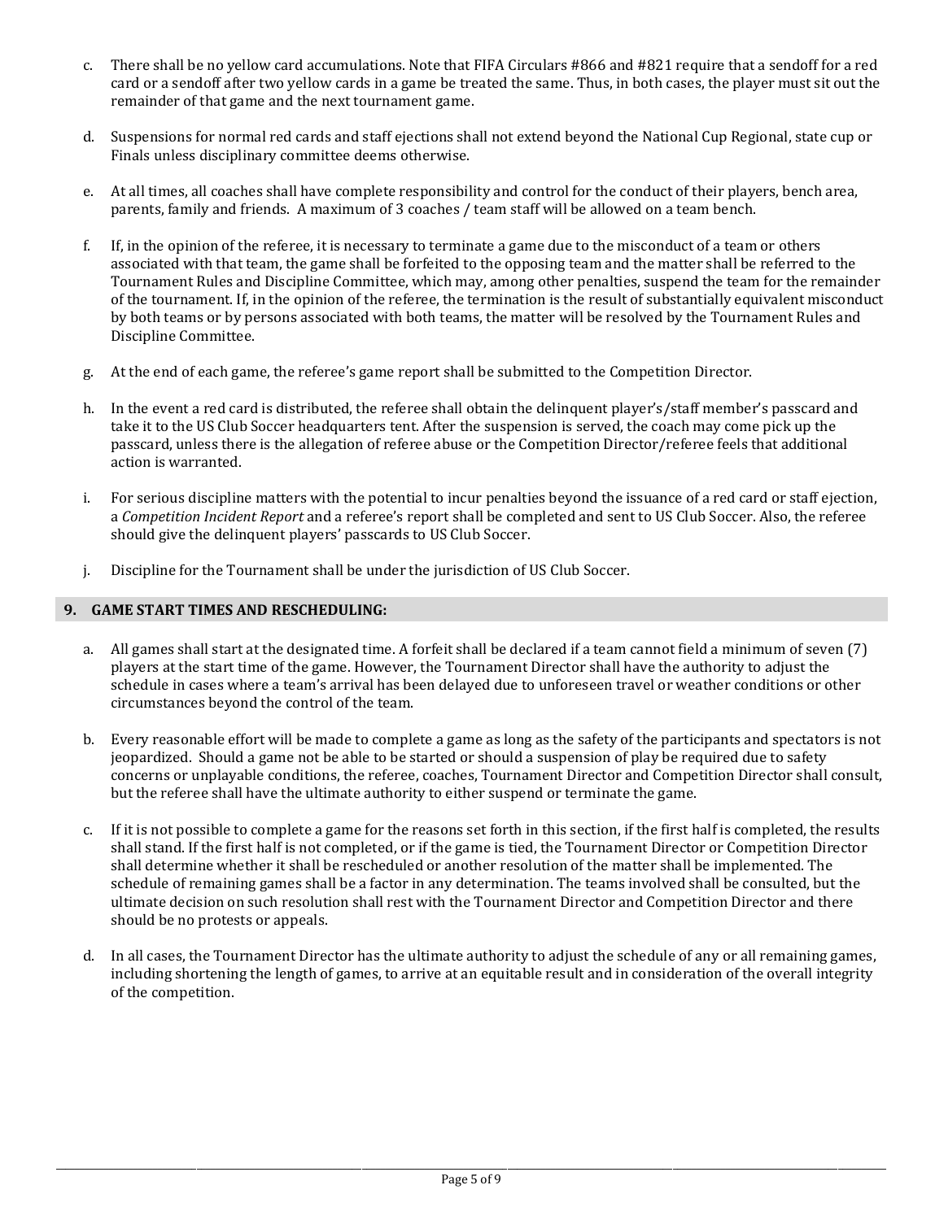c. There shall be no yellow card accumulations. Note that FIFA Circulars #866 and #821 require that a sendoff for a red card or a sendoff after two yellow cards in a game be treated the same. Thus, in both cases, the player must sit out the remainder of that game and the next tournament game.

d. Suspensions for normal red cards and staff ejections shall not extend beyond the National Cup Regional, state cup or Finals unless disciplinary committee deems otherwise.

e. At all times, all coaches shall have complete responsibility and control for the conduct of their players, bench area, parents, family and friends. A maximum of 3 coaches / team staff will be allowed on a team bench.

f. If, in the opinion of the referee, it is necessary to terminate a game due to the misconduct of a team or others associated with that team, the game shall be forfeited to the opposing team and the matter shall be referred to the Tournament Rules and Discipline Committee, which may, among other penalties, suspend the team for the remainder of the tournament. If, in the opinion of the referee, the termination is the result of substantially equivalent misconduct by both teams or by persons associated with both teams, the matter will be resolved by the Tournament Rules and Discipline Committee.

g. At the end of each game, the referee's game report shall be submitted to the Competition Director.

h. In the event a red card is distributed, the referee shall obtain the delinquent player's/staff member's passcard and take it to the US Club Soccer headquarters tent. After the suspension is served, the coach may come pick up the passcard, unless there is the allegation of referee abuse or the Competition Director/referee feels that additional action is warranted.

i. For serious discipline matters with the potential to incur penalties beyond the issuance of a red card or staff ejection, a *Competition Incident Report* and a referee's report shall be completed and sent to US Club Soccer. Also, the referee should give the delinquent players' passcards to US Club Soccer.

j. Discipline for the Tournament shall be under the jurisdiction of US Club Soccer.

## 9. GAME START TIMES AND RESCHEDULING:

a. All games shall start at the designated time. A forfeit shall be declared if a team cannot field a minimum of seven (7) players at the start time of the game. However, the Tournament Director shall have the authority to adjust the schedule in cases where a team's arrival has been delayed due to unforeseen travel or weather conditions or other circumstances beyond the control of the team.

b. Every reasonable effort will be made to complete a game as long as the safety of the participants and spectators is not jeopardized. Should a game not be able to be started or should a suspension of play be required due to safety concerns or unplayable conditions, the referee, coaches, Tournament Director and Competition Director shall consult, but the referee shall have the ultimate authority to either suspend or terminate the game.

c. If it is not possible to complete a game for the reasons set forth in this section, if the first half is completed, the results shall stand. If the first half is not completed, or if the game is tied, the Tournament Director or Competition Director shall determine whether it shall be rescheduled or another resolution of the matter shall be implemented. The schedule of remaining games shall be a factor in any determination. The teams involved shall be consulted, but the ultimate decision on such resolution shall rest with the Tournament Director and Competition Director and there should be no protests or appeals.

d. In all cases, the Tournament Director has the ultimate authority to adjust the schedule of any or all remaining games, including shortening the length of games, to arrive at an equitable result and in consideration of the overall integrity of the competition.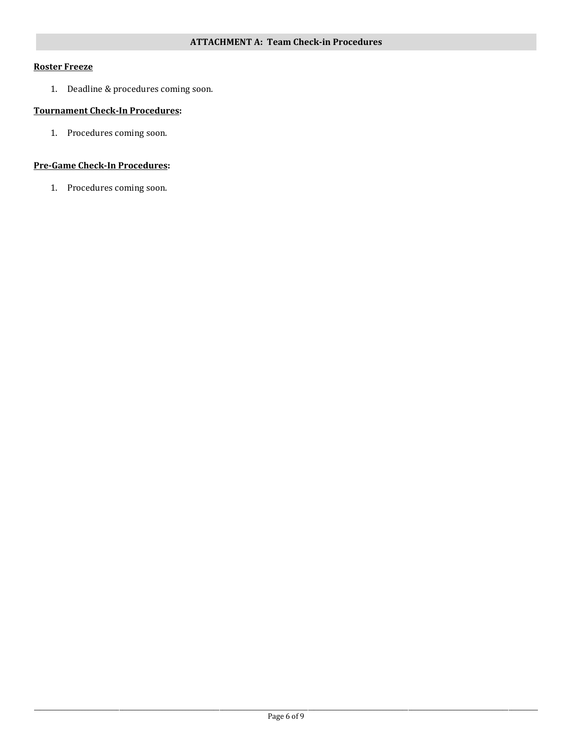## ATTACHMENT A: Team Check-in Procedures

**Roster Freeze**

1. Deadline & procedures coming soon.

**Tournament Check-In Procedures:**

1. Procedures coming soon.

**Pre-Game Check-In Procedures:**

1. Procedures coming soon.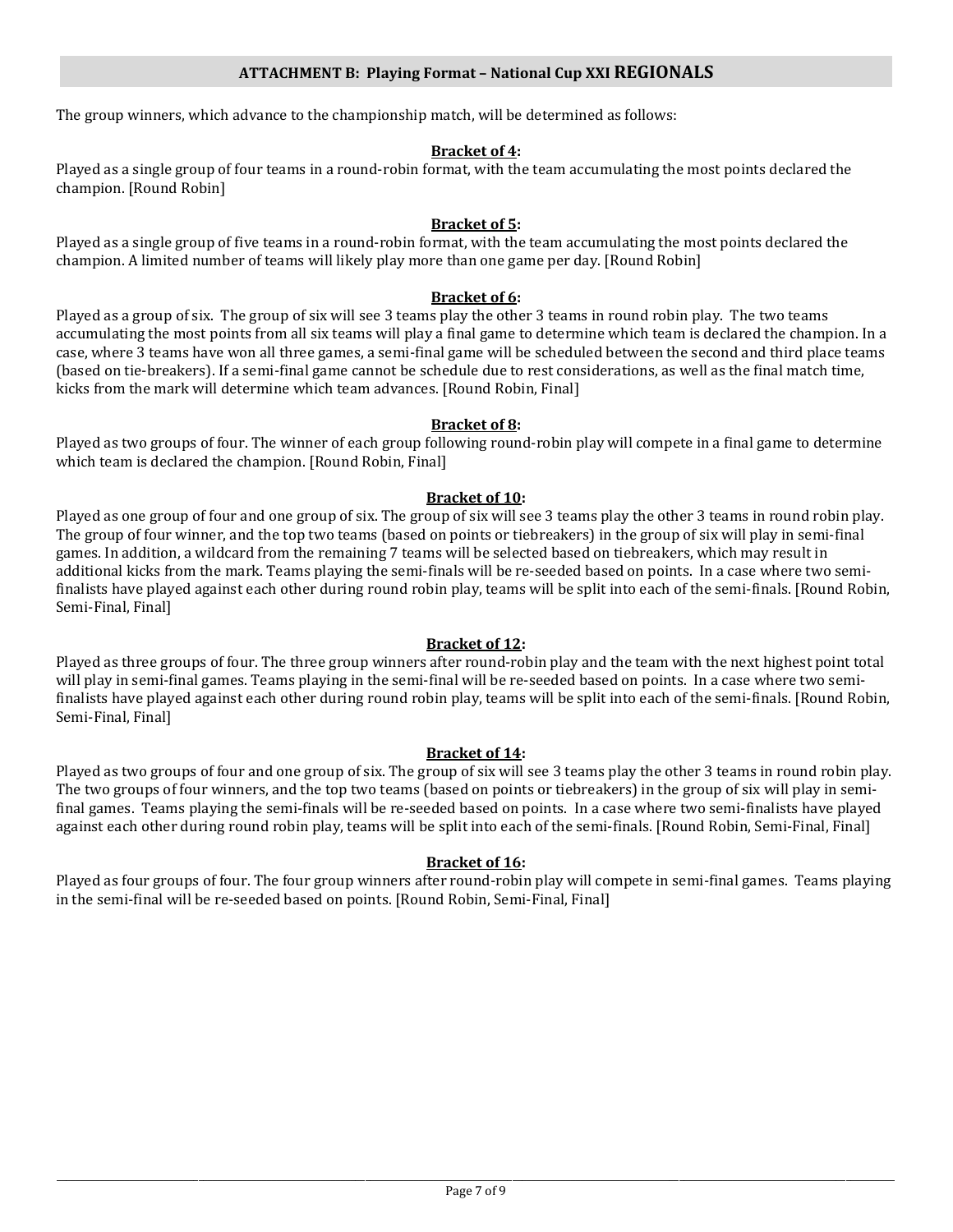## ATTACHMENT B: Playing Format – National Cup XXI REGIONALS

The group winners, which advance to the championship match, will be determined as follows:

**Bracket of 4:**

Played as a single group of four teams in a round-robin format, with the team accumulating the most points declared the champion. [Round Robin]

**Bracket of 5:**

Played as a single group of five teams in a round-robin format, with the team accumulating the most points declared the champion. A limited number of teams will likely play more than one game per day. [Round Robin]

**Bracket of 6:**

Played as a group of six. The group of six will see 3 teams play the other 3 teams in round robin play. The two teams accumulating the most points from all six teams will play a final game to determine which team is declared the champion. In a case, where 3 teams have won all three games, a semi-final game will be scheduled between the second and third place teams (based on tie-breakers). If a semi-final game cannot be schedule due to rest considerations, as well as the final match time, kicks from the mark will determine which team advances. [Round Robin, Final]

**Bracket of 8:**

Played as two groups of four. The winner of each group following round-robin play will compete in a final game to determine which team is declared the champion. [Round Robin, Final]

**Bracket of 10:**

Played as one group of four and one group of six. The group of six will see 3 teams play the other 3 teams in round robin play. The group of four winner, and the top two teams (based on points or tiebreakers) in the group of six will play in semi-final games. In addition, a wildcard from the remaining 7 teams will be selected based on tiebreakers, which may result in additional kicks from the mark. Teams playing the semi-finals will be re-seeded based on points. In a case where two semi-finalists have played against each other during round robin play, teams will be split into each of the semi-finals. [Round Robin, Semi-Final, Final]

**Bracket of 12:**

Played as three groups of four. The three group winners after round-robin play and the team with the next highest point total will play in semi-final games. Teams playing in the semi-final will be re-seeded based on points. In a case where two semi-finalists have played against each other during round robin play, teams will be split into each of the semi-finals. [Round Robin, Semi-Final, Final]

**Bracket of 14:**

Played as two groups of four and one group of six. The group of six will see 3 teams play the other 3 teams in round robin play. The two groups of four winners, and the top two teams (based on points or tiebreakers) in the group of six will play in semi-final games. Teams playing the semi-finals will be re-seeded based on points. In a case where two semi-finalists have played against each other during round robin play, teams will be split into each of the semi-finals. [Round Robin, Semi-Final, Final]

**Bracket of 16:**

Played as four groups of four. The four group winners after round-robin play will compete in semi-final games. Teams playing in the semi-final will be re-seeded based on points. [Round Robin, Semi-Final, Final]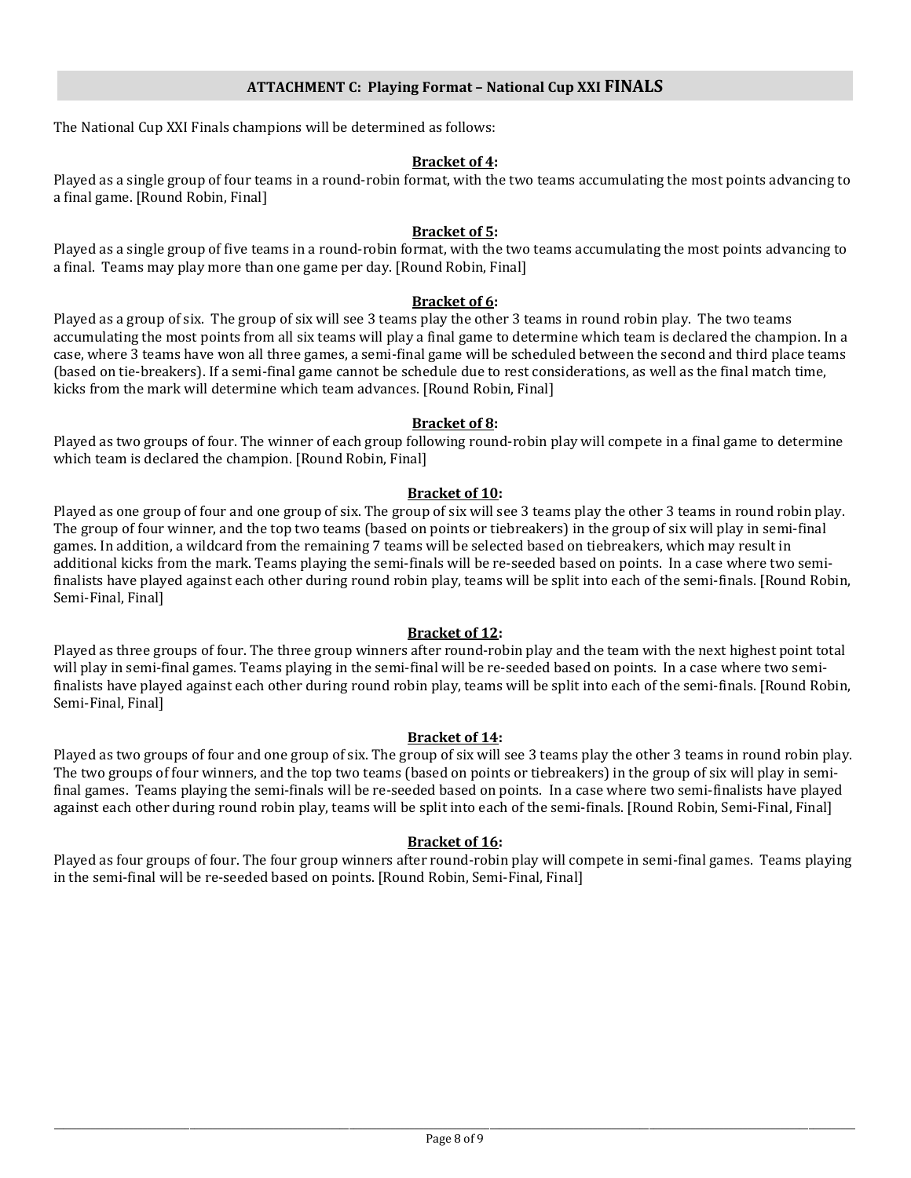## ATTACHMENT C: Playing Format – National Cup XXI FINALS

The National Cup XXI Finals champions will be determined as follows:

### Bracket of 4:

Played as a single group of four teams in a round-robin format, with the two teams accumulating the most points advancing to a final game. [Round Robin, Final]

### Bracket of 5:

Played as a single group of five teams in a round-robin format, with the two teams accumulating the most points advancing to a final. Teams may play more than one game per day. [Round Robin, Final]

### Bracket of 6:

Played as a group of six. The group of six will see 3 teams play the other 3 teams in round robin play. The two teams accumulating the most points from all six teams will play a final game to determine which team is declared the champion. In a case, where 3 teams have won all three games, a semi-final game will be scheduled between the second and third place teams (based on tie-breakers). If a semi-final game cannot be schedule due to rest considerations, as well as the final match time, kicks from the mark will determine which team advances. [Round Robin, Final]

### Bracket of 8:

Played as two groups of four. The winner of each group following round-robin play will compete in a final game to determine which team is declared the champion. [Round Robin, Final]

### Bracket of 10:

Played as one group of four and one group of six. The group of six will see 3 teams play the other 3 teams in round robin play. The group of four winner, and the top two teams (based on points or tiebreakers) in the group of six will play in semi-final games. In addition, a wildcard from the remaining 7 teams will be selected based on tiebreakers, which may result in additional kicks from the mark. Teams playing the semi-finals will be re-seeded based on points. In a case where two semi-finalists have played against each other during round robin play, teams will be split into each of the semi-finals. [Round Robin, Semi-Final, Final]

### Bracket of 12:

Played as three groups of four. The three group winners after round-robin play and the team with the next highest point total will play in semi-final games. Teams playing in the semi-final will be re-seeded based on points. In a case where two semi-finalists have played against each other during round robin play, teams will be split into each of the semi-finals. [Round Robin, Semi-Final, Final]

### Bracket of 14:

Played as two groups of four and one group of six. The group of six will see 3 teams play the other 3 teams in round robin play. The two groups of four winners, and the top two teams (based on points or tiebreakers) in the group of six will play in semi-final games. Teams playing the semi-finals will be re-seeded based on points. In a case where two semi-finalists have played against each other during round robin play, teams will be split into each of the semi-finals. [Round Robin, Semi-Final, Final]

### Bracket of 16:

Played as four groups of four. The four group winners after round-robin play will compete in semi-final games. Teams playing in the semi-final will be re-seeded based on points. [Round Robin, Semi-Final, Final]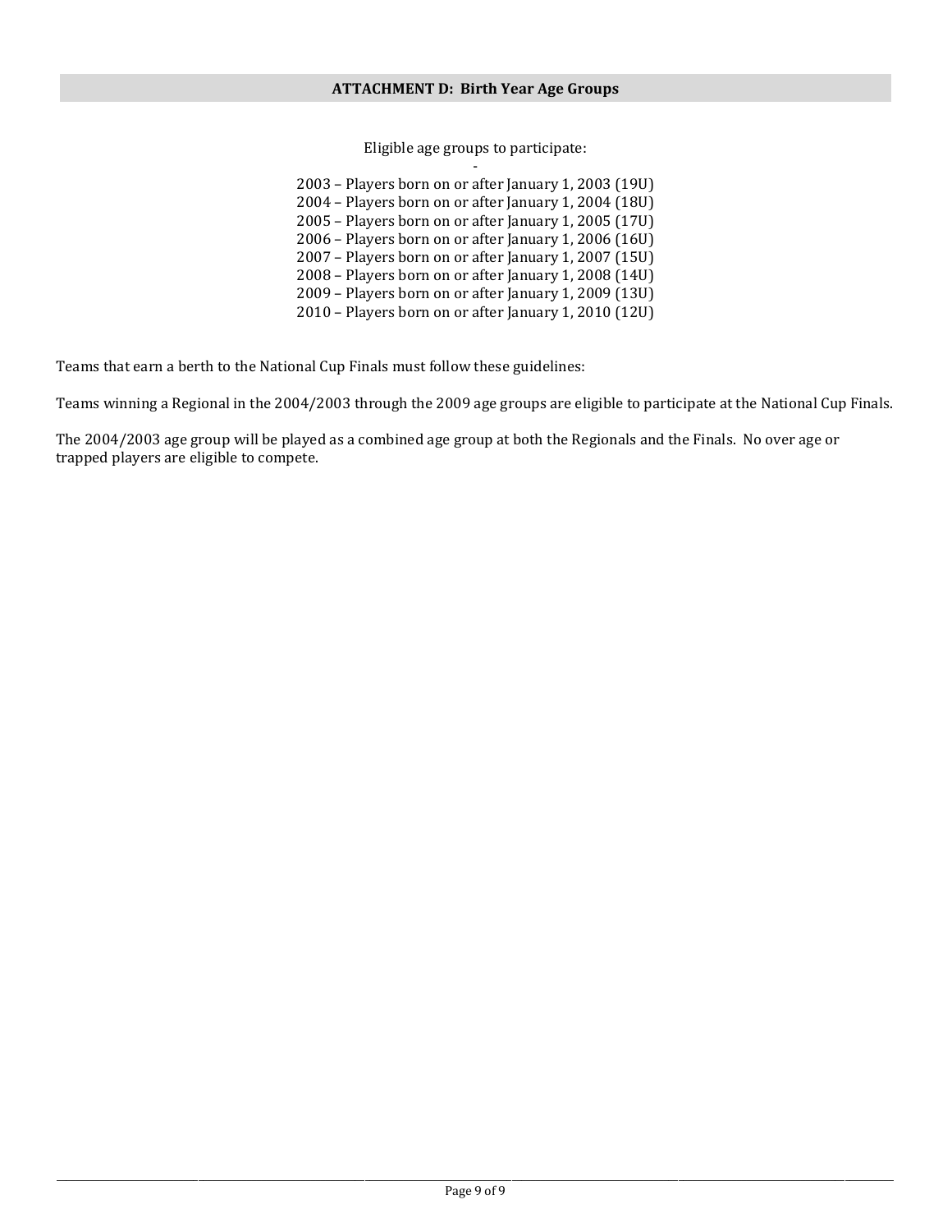## ATTACHMENT D: Birth Year Age Groups

Eligible age groups to participate:

-

2003 – Players born on or after January 1, 2003 (19U)
2004 – Players born on or after January 1, 2004 (18U)
2005 – Players born on or after January 1, 2005 (17U)
2006 – Players born on or after January 1, 2006 (16U)
2007 – Players born on or after January 1, 2007 (15U)
2008 – Players born on or after January 1, 2008 (14U)
2009 – Players born on or after January 1, 2009 (13U)
2010 – Players born on or after January 1, 2010 (12U)

Teams that earn a berth to the National Cup Finals must follow these guidelines:

Teams winning a Regional in the 2004/2003 through the 2009 age groups are eligible to participate at the National Cup Finals.

The 2004/2003 age group will be played as a combined age group at both the Regionals and the Finals. No over age or trapped players are eligible to compete.